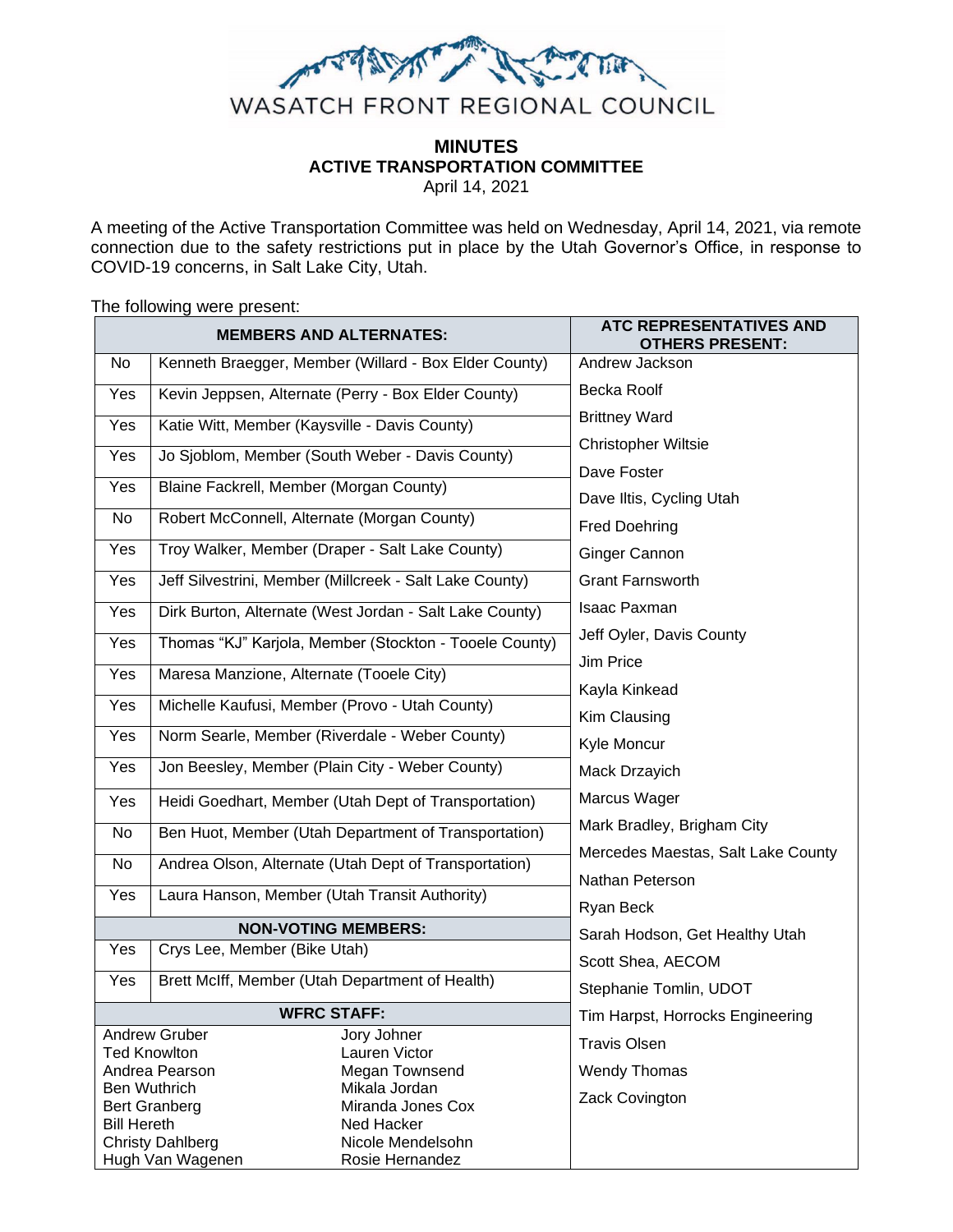WASATCH FRONT REGIONAL COUNCIL

# MINUTES
## ACTIVE TRANSPORTATION COMMITTEE
April 14, 2021

A meeting of the Active Transportation Committee was held on Wednesday, April 14, 2021, via remote connection due to the safety restrictions put in place by the Utah Governor's Office, in response to COVID-19 concerns, in Salt Lake City, Utah.

The following were present:

| MEMBERS AND ALTERNATES: | | ATC REPRESENTATIVES AND OTHERS PRESENT: |
|---|---|---|
| No | Kenneth Braegger, Member (Willard - Box Elder County) | Andrew Jackson |
| Yes | Kevin Jeppsen, Alternate (Perry - Box Elder County) | Becka Roolf |
| Yes | Katie Witt, Member (Kaysville - Davis County) | Brittney Ward |
| Yes | Jo Sjoblom, Member (South Weber - Davis County) | Christopher Wiltsie |
| Yes | Blaine Fackrell, Member (Morgan County) | Dave Foster |
| No | Robert McConnell, Alternate (Morgan County) | Dave Iltis, Cycling Utah |
| Yes | Troy Walker, Member (Draper - Salt Lake County) | Fred Doehring |
| Yes | Jeff Silvestrini, Member (Millcreek - Salt Lake County) | Ginger Cannon |
| Yes | Dirk Burton, Alternate (West Jordan - Salt Lake County) | Grant Farnsworth |
| Yes | Thomas "KJ" Karjola, Member (Stockton - Tooele County) | Isaac Paxman |
| Yes | Maresa Manzione, Alternate (Tooele City) | Jeff Oyler, Davis County |
| Yes | Michelle Kaufusi, Member (Provo - Utah County) | Jim Price |
| Yes | Norm Searle, Member (Riverdale - Weber County) | Kayla Kinkead |
| Yes | Jon Beesley, Member (Plain City - Weber County) | Kim Clausing |
| Yes | Heidi Goedhart, Member (Utah Dept of Transportation) | Kyle Moncur |
| No | Ben Huot, Member (Utah Department of Transportation) | Mack Drzayich |
| No | Andrea Olson, Alternate (Utah Dept of Transportation) | Marcus Wager |
| Yes | Laura Hanson, Member (Utah Transit Authority) | Mark Bradley, Brigham City |
| **NON-VOTING MEMBERS:** | | Mercedes Maestas, Salt Lake County |
| Yes | Crys Lee, Member (Bike Utah) | Nathan Peterson |
| Yes | Brett McIff, Member (Utah Department of Health) | Ryan Beck |
| **WFRC STAFF:** | | Sarah Hodson, Get Healthy Utah |
| Andrew Gruber | Jory Johner | Scott Shea, AECOM |
| Ted Knowlton | Lauren Victor | Stephanie Tomlin, UDOT |
| Andrea Pearson | Megan Townsend | Tim Harpst, Horrocks Engineering |
| Ben Wuthrich | Mikala Jordan | Travis Olsen |
| Bert Granberg | Miranda Jones Cox | Wendy Thomas |
| Bill Hereth | Ned Hacker | Zack Covington |
| Christy Dahlberg | Nicole Mendelsohn | |
| Hugh Van Wagenen | Rosie Hernandez | |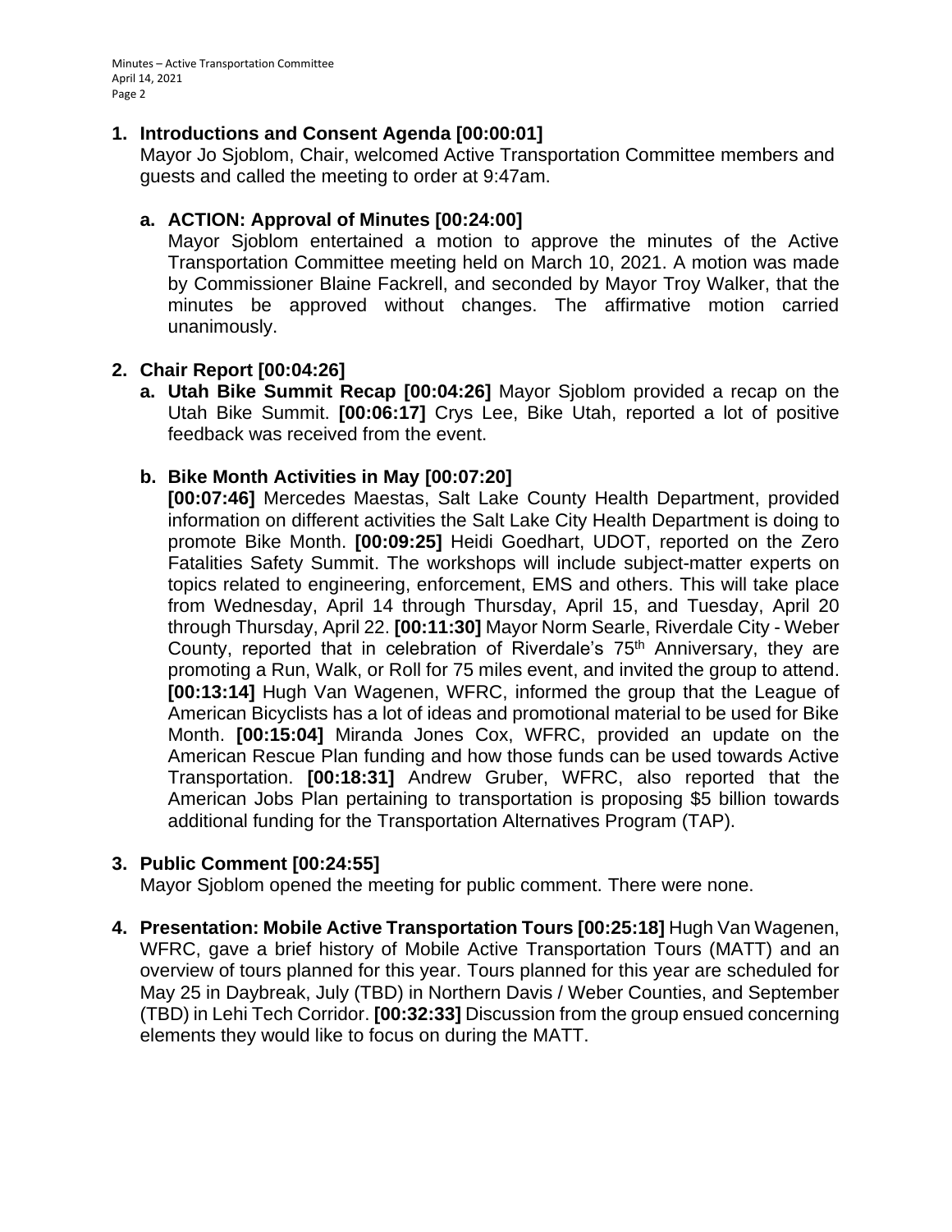1. **Introductions and Consent Agenda [00:00:01]**
   Mayor Jo Sjoblom, Chair, welcomed Active Transportation Committee members and guests and called the meeting to order at 9:47am.

   a. **ACTION: Approval of Minutes [00:24:00]**
      Mayor Sjoblom entertained a motion to approve the minutes of the Active Transportation Committee meeting held on March 10, 2021. A motion was made by Commissioner Blaine Fackrell, and seconded by Mayor Troy Walker, that the minutes be approved without changes. The affirmative motion carried unanimously.

2. **Chair Report [00:04:26]**

   a. **Utah Bike Summit Recap [00:04:26]** Mayor Sjoblom provided a recap on the Utah Bike Summit. **[00:06:17]** Crys Lee, Bike Utah, reported a lot of positive feedback was received from the event.

   b. **Bike Month Activities in May [00:07:20]**
      **[00:07:46]** Mercedes Maestas, Salt Lake County Health Department, provided information on different activities the Salt Lake City Health Department is doing to promote Bike Month. **[00:09:25]** Heidi Goedhart, UDOT, reported on the Zero Fatalities Safety Summit. The workshops will include subject-matter experts on topics related to engineering, enforcement, EMS and others. This will take place from Wednesday, April 14 through Thursday, April 15, and Tuesday, April 20 through Thursday, April 22. **[00:11:30]** Mayor Norm Searle, Riverdale City - Weber County, reported that in celebration of Riverdale's 75th Anniversary, they are promoting a Run, Walk, or Roll for 75 miles event, and invited the group to attend. **[00:13:14]** Hugh Van Wagenen, WFRC, informed the group that the League of American Bicyclists has a lot of ideas and promotional material to be used for Bike Month. **[00:15:04]** Miranda Jones Cox, WFRC, provided an update on the American Rescue Plan funding and how those funds can be used towards Active Transportation. **[00:18:31]** Andrew Gruber, WFRC, also reported that the American Jobs Plan pertaining to transportation is proposing $5 billion towards additional funding for the Transportation Alternatives Program (TAP).

3. **Public Comment [00:24:55]**
   Mayor Sjoblom opened the meeting for public comment. There were none.

4. **Presentation: Mobile Active Transportation Tours [00:25:18]** Hugh Van Wagenen, WFRC, gave a brief history of Mobile Active Transportation Tours (MATT) and an overview of tours planned for this year. Tours planned for this year are scheduled for May 25 in Daybreak, July (TBD) in Northern Davis / Weber Counties, and September (TBD) in Lehi Tech Corridor. **[00:32:33]** Discussion from the group ensued concerning elements they would like to focus on during the MATT.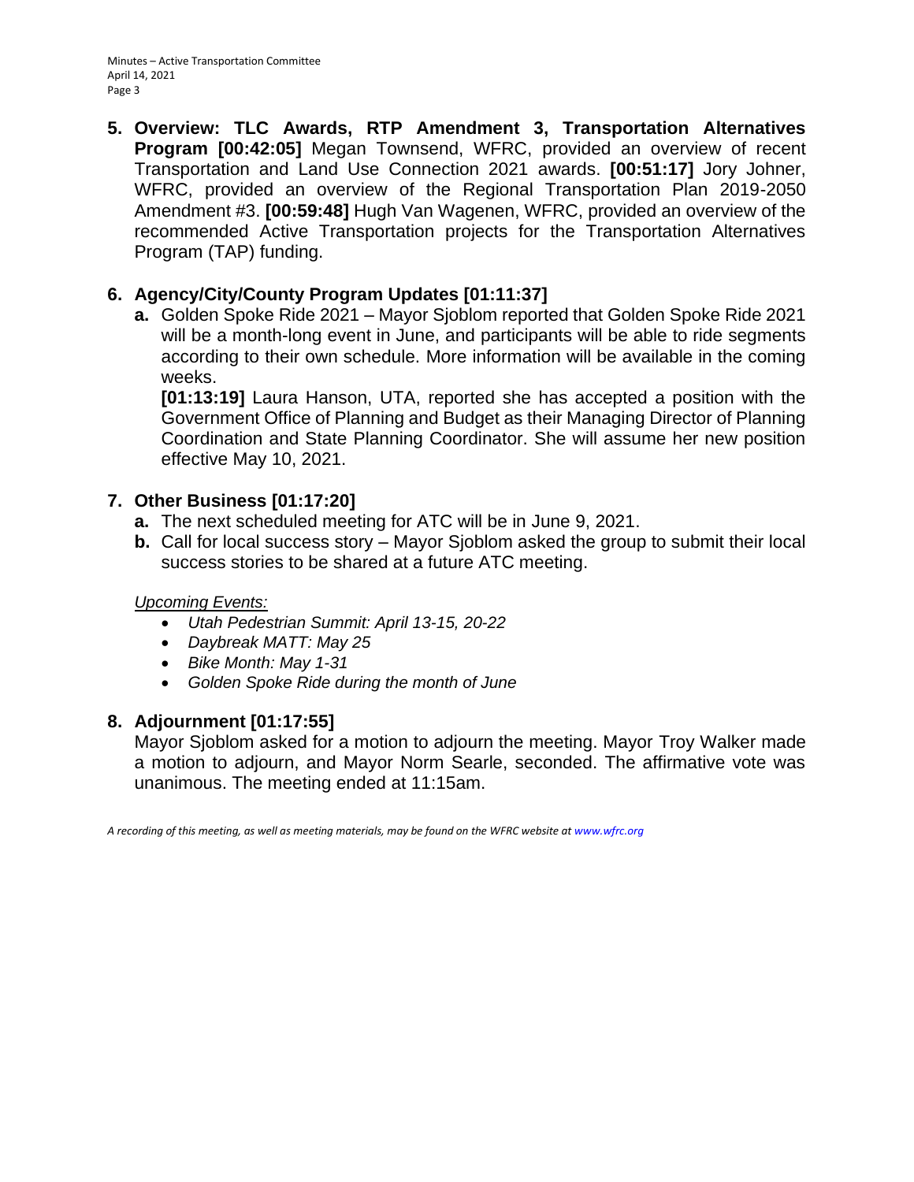5. **Overview: TLC Awards, RTP Amendment 3, Transportation Alternatives Program [00:42:05]** Megan Townsend, WFRC, provided an overview of recent Transportation and Land Use Connection 2021 awards. **[00:51:17]** Jory Johner, WFRC, provided an overview of the Regional Transportation Plan 2019-2050 Amendment #3. **[00:59:48]** Hugh Van Wagenen, WFRC, provided an overview of the recommended Active Transportation projects for the Transportation Alternatives Program (TAP) funding.

6. **Agency/City/County Program Updates [01:11:37]**
   - **a.** Golden Spoke Ride 2021 – Mayor Sjoblom reported that Golden Spoke Ride 2021 will be a month-long event in June, and participants will be able to ride segments according to their own schedule. More information will be available in the coming weeks.

     **[01:13:19]** Laura Hanson, UTA, reported she has accepted a position with the Government Office of Planning and Budget as their Managing Director of Planning Coordination and State Planning Coordinator. She will assume her new position effective May 10, 2021.

7. **Other Business [01:17:20]**
   - **a.** The next scheduled meeting for ATC will be in June 9, 2021.
   - **b.** Call for local success story – Mayor Sjoblom asked the group to submit their local success stories to be shared at a future ATC meeting.

   *Upcoming Events:*
   - *Utah Pedestrian Summit: April 13-15, 20-22*
   - *Daybreak MATT: May 25*
   - *Bike Month: May 1-31*
   - *Golden Spoke Ride during the month of June*

8. **Adjournment [01:17:55]**
   Mayor Sjoblom asked for a motion to adjourn the meeting. Mayor Troy Walker made a motion to adjourn, and Mayor Norm Searle, seconded. The affirmative vote was unanimous. The meeting ended at 11:15am.

*A recording of this meeting, as well as meeting materials, may be found on the WFRC website at www.wfrc.org*